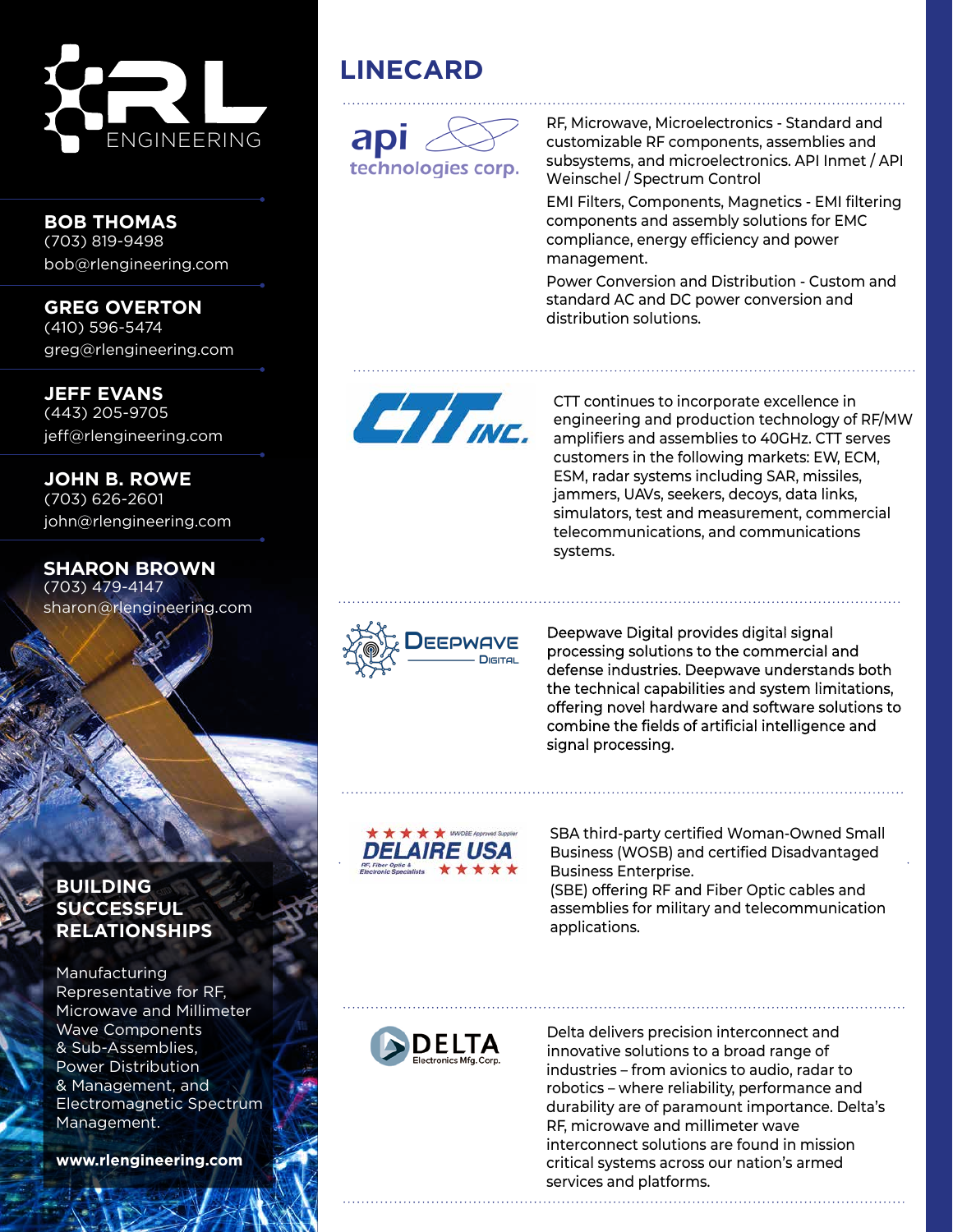# RL ENGINEERING

**BOB THOMAS**
(703) 819-9498
bob@rlengineering.com

**GREG OVERTON**
(410) 596-5474
greg@rlengineering.com

**JEFF EVANS**
(443) 205-9705
jeff@rlengineering.com

**JOHN B. ROWE**
(703) 626-2601
john@rlengineering.com

**SHARON BROWN**
(703) 479-4147
sharon@rlengineering.com

## BUILDING SUCCESSFUL RELATIONSHIPS

Manufacturing Representative for RF, Microwave and Millimeter Wave Components & Sub-Assemblies, Power Distribution & Management, and Electromagnetic Spectrum Management.

**www.rlengineering.com**

## LINECARD

**api technologies corp.**

RF, Microwave, Microelectronics - Standard and customizable RF components, assemblies and subsystems, and microelectronics. API Inmet / API Weinschel / Spectrum Control

EMI Filters, Components, Magnetics - EMI filtering components and assembly solutions for EMC compliance, energy efficiency and power management.

Power Conversion and Distribution - Custom and standard AC and DC power conversion and distribution solutions.

**CTT INC.**

CTT continues to incorporate excellence in engineering and production technology of RF/MW amplifiers and assemblies to 40GHz. CTT serves customers in the following markets: EW, ECM, ESM, radar systems including SAR, missiles, jammers, UAVs, seekers, decoys, data links, simulators, test and measurement, commercial telecommunications, and communications systems.

**DEEPWAVE DIGITAL**

Deepwave Digital provides digital signal processing solutions to the commercial and defense industries. Deepwave understands both the technical capabilities and system limitations, offering novel hardware and software solutions to combine the fields of artificial intelligence and signal processing.

**DELAIRE USA** – MWDBE Approved Supplier – RF, Fiber Optic & Electronic Specialists

SBA third-party certified Woman-Owned Small Business (WOSB) and certified Disadvantaged Business Enterprise.
(SBE) offering RF and Fiber Optic cables and assemblies for military and telecommunication applications.

**DELTA Electronics Mfg. Corp.**

Delta delivers precision interconnect and innovative solutions to a broad range of industries – from avionics to audio, radar to robotics – where reliability, performance and durability are of paramount importance. Delta's RF, microwave and millimeter wave interconnect solutions are found in mission critical systems across our nation's armed services and platforms.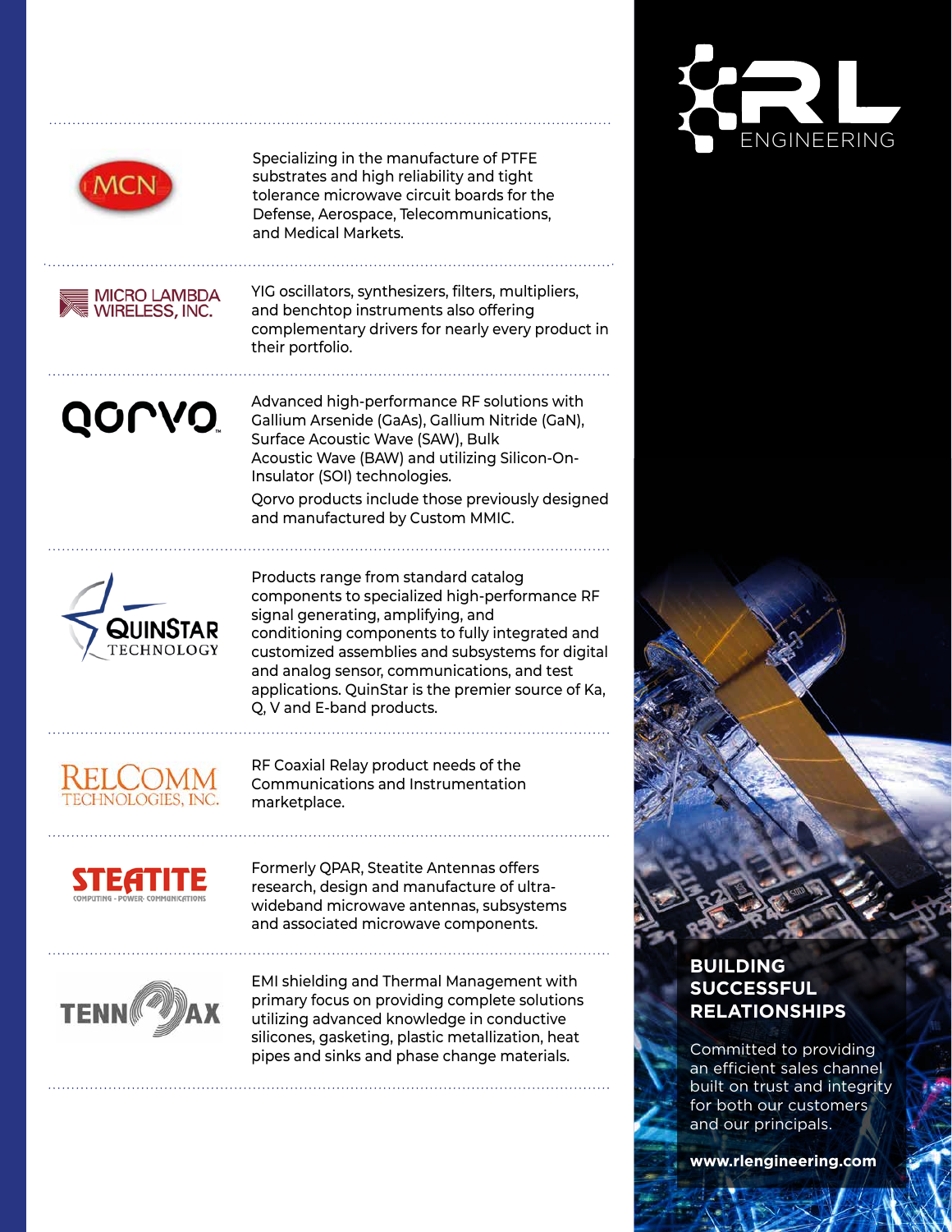MCN

Specializing in the manufacture of PTFE substrates and high reliability and tight tolerance microwave circuit boards for the Defense, Aerospace, Telecommunications, and Medical Markets.

---

MICRO LAMBDA WIRELESS, INC.

YIG oscillators, synthesizers, filters, multipliers, and benchtop instruments also offering complementary drivers for nearly every product in their portfolio.

---

qorvo

Advanced high-performance RF solutions with Gallium Arsenide (GaAs), Gallium Nitride (GaN), Surface Acoustic Wave (SAW), Bulk Acoustic Wave (BAW) and utilizing Silicon-On-Insulator (SOI) technologies.

Qorvo products include those previously designed and manufactured by Custom MMIC.

---

QUINSTAR TECHNOLOGY

Products range from standard catalog components to specialized high-performance RF signal generating, amplifying, and conditioning components to fully integrated and customized assemblies and subsystems for digital and analog sensor, communications, and test applications. QuinStar is the premier source of Ka, Q, V and E-band products.

---

RELCOMM TECHNOLOGIES, INC.

RF Coaxial Relay product needs of the Communications and Instrumentation marketplace.

---

STEATITE
COMPUTING - POWER - COMMUNICATIONS

Formerly QPAR, Steatite Antennas offers research, design and manufacture of ultra-wideband microwave antennas, subsystems and associated microwave components.

---

TENNMAX

EMI shielding and Thermal Management with primary focus on providing complete solutions utilizing advanced knowledge in conductive silicones, gasketing, plastic metallization, heat pipes and sinks and phase change materials.

---

RL ENGINEERING

## BUILDING SUCCESSFUL RELATIONSHIPS

Committed to providing an efficient sales channel built on trust and integrity for both our customers and our principals.

**www.rlengineering.com**